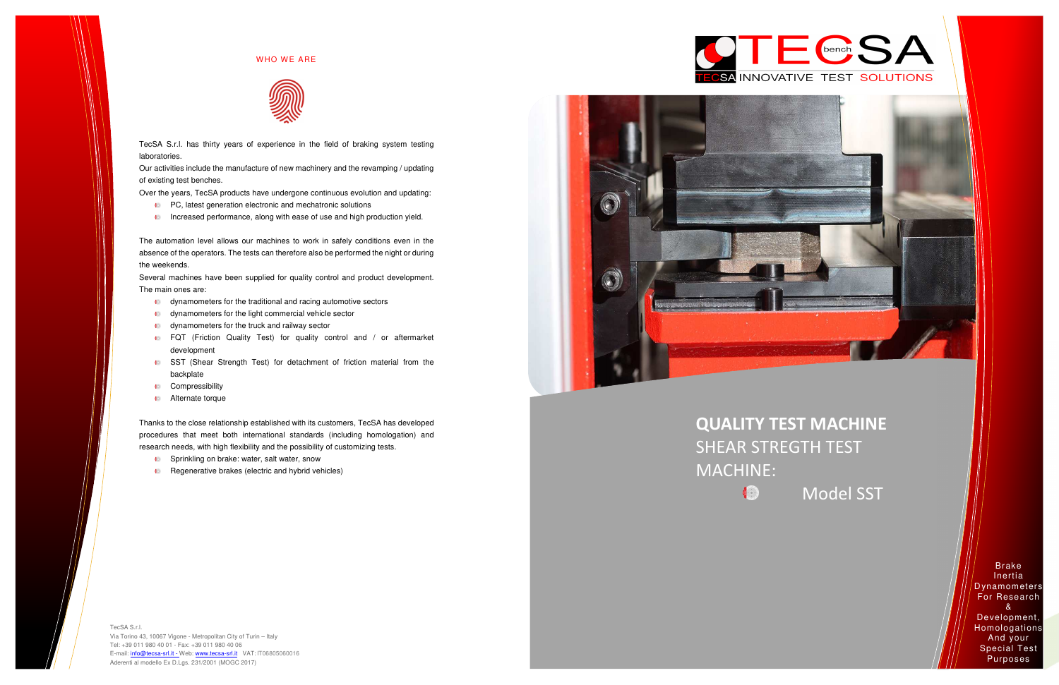## WHO WE ARE

TecSA S.r.l. has thirty years of experience in the field of braking system testing laboratories.

Our activities include the manufacture of new machinery and the revamping / updating of existing test benches.

Over the years, TecSA products have undergone continuous evolution and updating:

- PC, latest generation electronic and mechatronic solutions
- Increased performance, along with ease of use and high production yield.

The automation level allows our machines to work in safely conditions even in the absence of the operators. The tests can therefore also be performed the night or during the weekends.

Several machines have been supplied for quality control and product development. The main ones are:

- dynamometers for the traditional and racing automotive sectors
- dynamometers for the light commercial vehicle sector
- dynamometers for the truck and railway sector
- FQT (Friction Quality Test) for quality control and / or aftermarket development
- SST (Shear Strength Test) for detachment of friction material from the backplate
- Compressibility
- Alternate torque

Thanks to the close relationship established with its customers, TecSA has developed procedures that meet both international standards (including homologation) and research needs, with high flexibility and the possibility of customizing tests.

- Sprinkling on brake: water, salt water, snow
- Regenerative brakes (electric and hybrid vehicles)

TecSA S.r.l.
Via Torino 43, 10067 Vigone - Metropolitan City of Turin – Italy
Tel: +39 011 980 40 01 - Fax: +39 011 980 40 06
E-mail: info@tecsa-srl.it - Web: www.tecsa-srl.it VAT: IT06805060016
Aderenti al modello Ex D.Lgs. 231/2001 (MOGC 2017)

TECbenchSA
TECSA INNOVATIVE TEST SOLUTIONS

# QUALITY TEST MACHINE

SHEAR STREGTH TEST MACHINE:

- Model SST

Brake Inertia Dynamometers For Research & Development, Homologations And your Special Test Purposes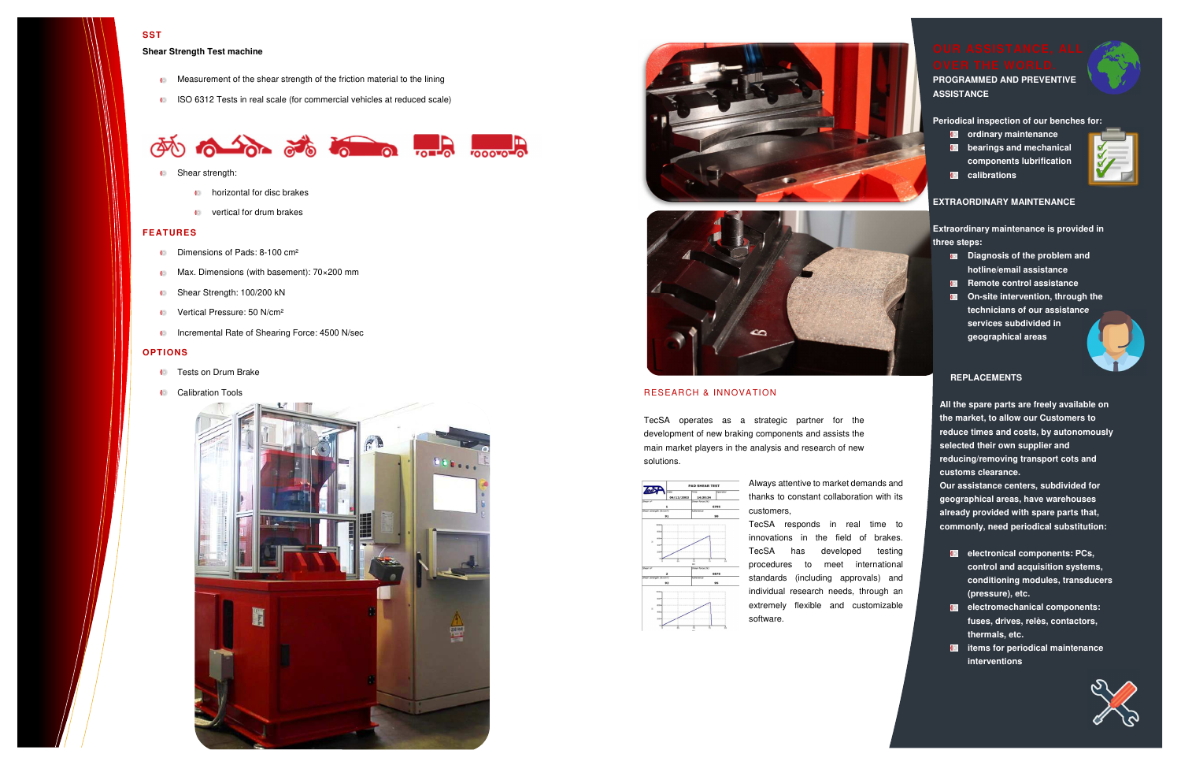## SST

**Shear Strength Test machine**

- Measurement of the shear strength of the friction material to the lining
- ISO 6312 Tests in real scale (for commercial vehicles at reduced scale)

- Shear strength:
  - horizontal for disc brakes
  - vertical for drum brakes

## FEATURES

- Dimensions of Pads: 8-100 cm²
- Max. Dimensions (with basement): 70×200 mm
- Shear Strength: 100/200 kN
- Vertical Pressure: 50 N/cm²
- Incremental Rate of Shearing Force: 4500 N/sec

## OPTIONS

- Tests on Drum Brake
- Calibration Tools

## RESEARCH & INNOVATION

TecSA operates as a strategic partner for the development of new braking components and assists the main market players in the analysis and research of new solutions.

Always attentive to market demands and thanks to constant collaboration with its customers,

TecSA responds in real time to innovations in the field of brakes. TecSA has developed testing procedures to meet international standards (including approvals) and individual research needs, through an extremely flexible and customizable software.

## OUR ASSISTANCE, ALL OVER THE WORLD.

**PROGRAMMED AND PREVENTIVE ASSISTANCE**

**Periodical inspection of our benches for:**

- ordinary maintenance
- bearings and mechanical components lubrification
- calibrations

**EXTRAORDINARY MAINTENANCE**

**Extraordinary maintenance is provided in three steps:**

- Diagnosis of the problem and hotline/email assistance
- Remote control assistance
- On-site intervention, through the technicians of our assistance services subdivided in geographical areas

**REPLACEMENTS**

**All the spare parts are freely available on the market, to allow our Customers to reduce times and costs, by autonomously selected their own supplier and reducing/removing transport cots and customs clearance.**
**Our assistance centers, subdivided for geographical areas, have warehouses already provided with spare parts that, commonly, need periodical substitution:**

- electronical components: PCs, control and acquisition systems, conditioning modules, transducers (pressure), etc.
- electromechanical components: fuses, drives, relès, contactors, thermals, etc.
- items for periodical maintenance interventions